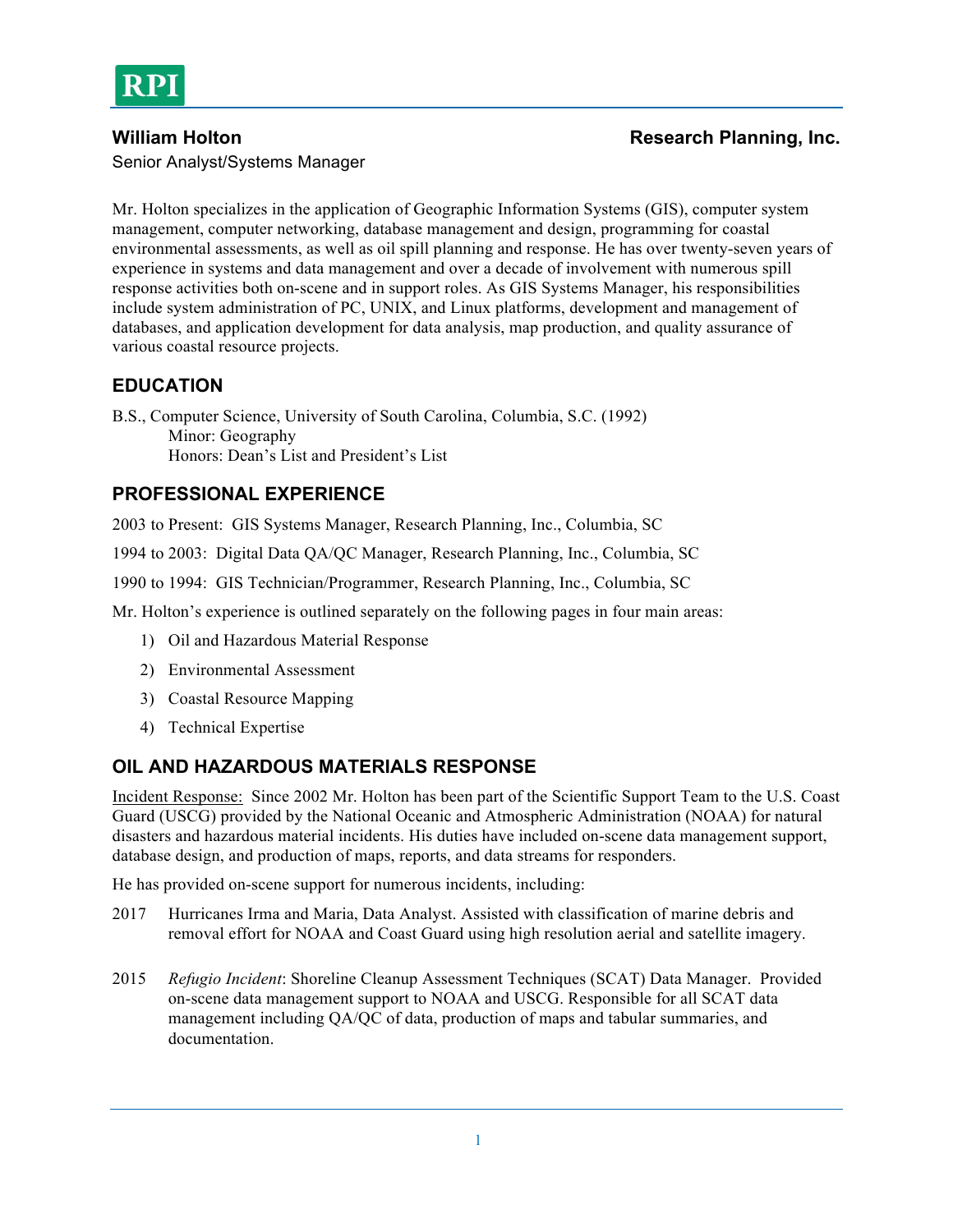RPI

**William Holton** **Research Planning, Inc.**

Senior Analyst/Systems Manager

Mr. Holton specializes in the application of Geographic Information Systems (GIS), computer system management, computer networking, database management and design, programming for coastal environmental assessments, as well as oil spill planning and response. He has over twenty-seven years of experience in systems and data management and over a decade of involvement with numerous spill response activities both on-scene and in support roles. As GIS Systems Manager, his responsibilities include system administration of PC, UNIX, and Linux platforms, development and management of databases, and application development for data analysis, map production, and quality assurance of various coastal resource projects.

## EDUCATION

B.S., Computer Science, University of South Carolina, Columbia, S.C. (1992)
Minor: Geography
Honors: Dean's List and President's List

## PROFESSIONAL EXPERIENCE

2003 to Present: GIS Systems Manager, Research Planning, Inc., Columbia, SC

1994 to 2003: Digital Data QA/QC Manager, Research Planning, Inc., Columbia, SC

1990 to 1994: GIS Technician/Programmer, Research Planning, Inc., Columbia, SC

Mr. Holton's experience is outlined separately on the following pages in four main areas:

1) Oil and Hazardous Material Response
2) Environmental Assessment
3) Coastal Resource Mapping
4) Technical Expertise

## OIL AND HAZARDOUS MATERIALS RESPONSE

Incident Response: Since 2002 Mr. Holton has been part of the Scientific Support Team to the U.S. Coast Guard (USCG) provided by the National Oceanic and Atmospheric Administration (NOAA) for natural disasters and hazardous material incidents. His duties have included on-scene data management support, database design, and production of maps, reports, and data streams for responders.

He has provided on-scene support for numerous incidents, including:

2017 Hurricanes Irma and Maria, Data Analyst. Assisted with classification of marine debris and removal effort for NOAA and Coast Guard using high resolution aerial and satellite imagery.

2015 *Refugio Incident*: Shoreline Cleanup Assessment Techniques (SCAT) Data Manager. Provided on-scene data management support to NOAA and USCG. Responsible for all SCAT data management including QA/QC of data, production of maps and tabular summaries, and documentation.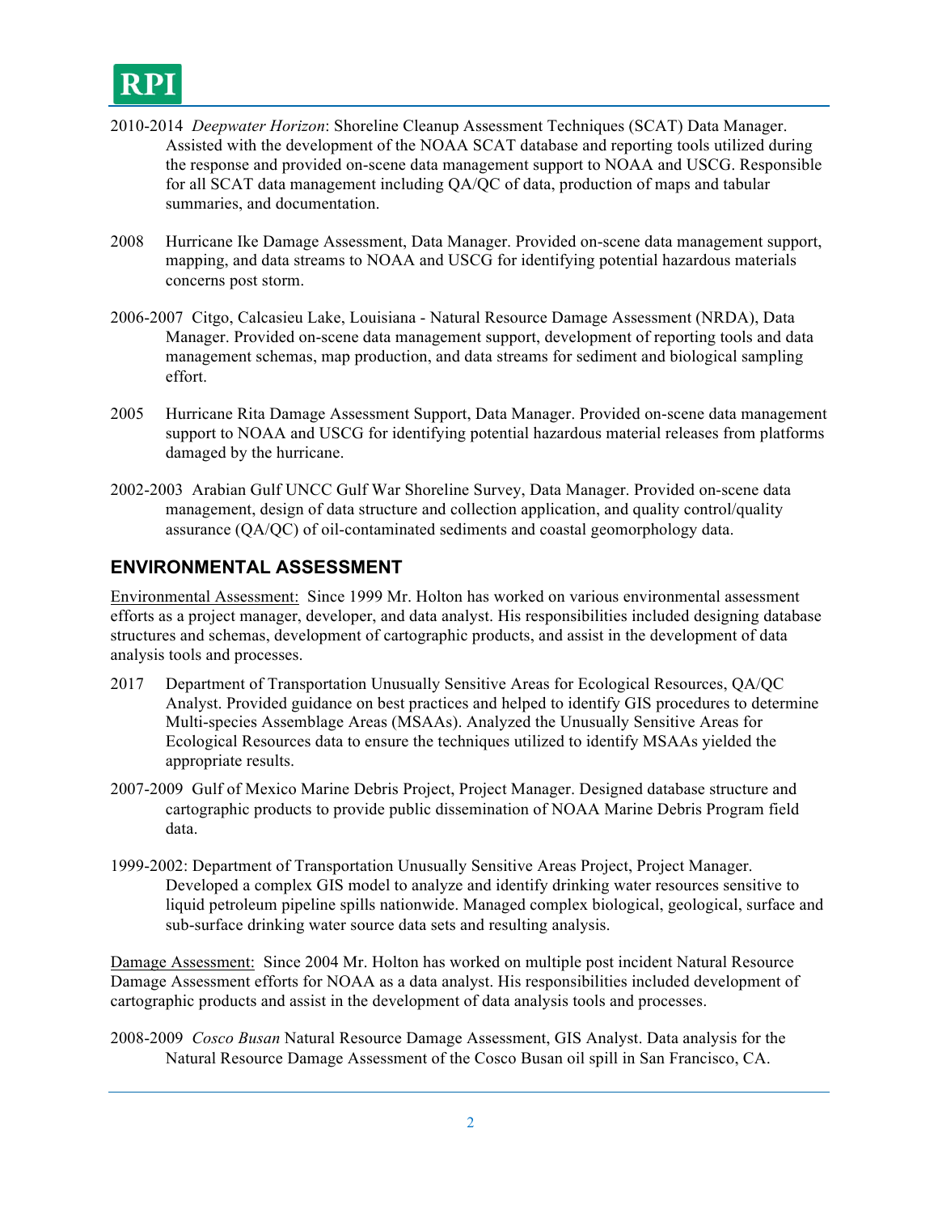2010-2014 *Deepwater Horizon*: Shoreline Cleanup Assessment Techniques (SCAT) Data Manager. Assisted with the development of the NOAA SCAT database and reporting tools utilized during the response and provided on-scene data management support to NOAA and USCG. Responsible for all SCAT data management including QA/QC of data, production of maps and tabular summaries, and documentation.

2008 Hurricane Ike Damage Assessment, Data Manager. Provided on-scene data management support, mapping, and data streams to NOAA and USCG for identifying potential hazardous materials concerns post storm.

2006-2007 Citgo, Calcasieu Lake, Louisiana - Natural Resource Damage Assessment (NRDA), Data Manager. Provided on-scene data management support, development of reporting tools and data management schemas, map production, and data streams for sediment and biological sampling effort.

2005 Hurricane Rita Damage Assessment Support, Data Manager. Provided on-scene data management support to NOAA and USCG for identifying potential hazardous material releases from platforms damaged by the hurricane.

2002-2003 Arabian Gulf UNCC Gulf War Shoreline Survey, Data Manager. Provided on-scene data management, design of data structure and collection application, and quality control/quality assurance (QA/QC) of oil-contaminated sediments and coastal geomorphology data.

## ENVIRONMENTAL ASSESSMENT

<u>Environmental Assessment:</u> Since 1999 Mr. Holton has worked on various environmental assessment efforts as a project manager, developer, and data analyst. His responsibilities included designing database structures and schemas, development of cartographic products, and assist in the development of data analysis tools and processes.

2017 Department of Transportation Unusually Sensitive Areas for Ecological Resources, QA/QC Analyst. Provided guidance on best practices and helped to identify GIS procedures to determine Multi-species Assemblage Areas (MSAAs). Analyzed the Unusually Sensitive Areas for Ecological Resources data to ensure the techniques utilized to identify MSAAs yielded the appropriate results.

2007-2009 Gulf of Mexico Marine Debris Project, Project Manager. Designed database structure and cartographic products to provide public dissemination of NOAA Marine Debris Program field data.

1999-2002: Department of Transportation Unusually Sensitive Areas Project, Project Manager. Developed a complex GIS model to analyze and identify drinking water resources sensitive to liquid petroleum pipeline spills nationwide. Managed complex biological, geological, surface and sub-surface drinking water source data sets and resulting analysis.

<u>Damage Assessment:</u> Since 2004 Mr. Holton has worked on multiple post incident Natural Resource Damage Assessment efforts for NOAA as a data analyst. His responsibilities included development of cartographic products and assist in the development of data analysis tools and processes.

2008-2009 *Cosco Busan* Natural Resource Damage Assessment, GIS Analyst. Data analysis for the Natural Resource Damage Assessment of the Cosco Busan oil spill in San Francisco, CA.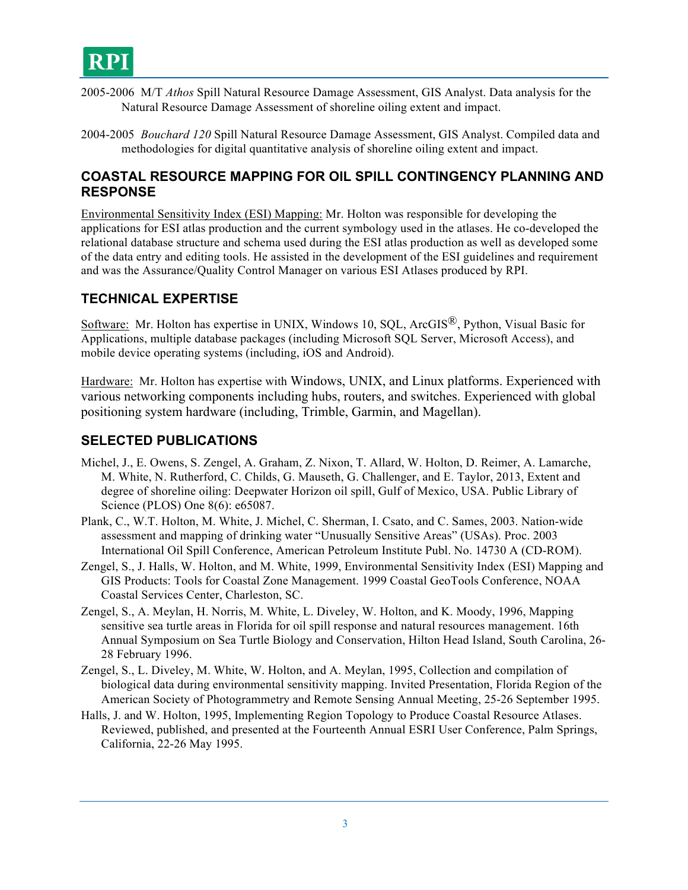2005-2006 M/T *Athos* Spill Natural Resource Damage Assessment, GIS Analyst. Data analysis for the Natural Resource Damage Assessment of shoreline oiling extent and impact.

2004-2005 *Bouchard 120* Spill Natural Resource Damage Assessment, GIS Analyst. Compiled data and methodologies for digital quantitative analysis of shoreline oiling extent and impact.

## COASTAL RESOURCE MAPPING FOR OIL SPILL CONTINGENCY PLANNING AND RESPONSE

Environmental Sensitivity Index (ESI) Mapping: Mr. Holton was responsible for developing the applications for ESI atlas production and the current symbology used in the atlases. He co-developed the relational database structure and schema used during the ESI atlas production as well as developed some of the data entry and editing tools. He assisted in the development of the ESI guidelines and requirement and was the Assurance/Quality Control Manager on various ESI Atlases produced by RPI.

## TECHNICAL EXPERTISE

Software: Mr. Holton has expertise in UNIX, Windows 10, SQL, ArcGIS®, Python, Visual Basic for Applications, multiple database packages (including Microsoft SQL Server, Microsoft Access), and mobile device operating systems (including, iOS and Android).

Hardware: Mr. Holton has expertise with Windows, UNIX, and Linux platforms. Experienced with various networking components including hubs, routers, and switches. Experienced with global positioning system hardware (including, Trimble, Garmin, and Magellan).

## SELECTED PUBLICATIONS

Michel, J., E. Owens, S. Zengel, A. Graham, Z. Nixon, T. Allard, W. Holton, D. Reimer, A. Lamarche, M. White, N. Rutherford, C. Childs, G. Mauseth, G. Challenger, and E. Taylor, 2013, Extent and degree of shoreline oiling: Deepwater Horizon oil spill, Gulf of Mexico, USA. Public Library of Science (PLOS) One 8(6): e65087.

Plank, C., W.T. Holton, M. White, J. Michel, C. Sherman, I. Csato, and C. Sames, 2003. Nation-wide assessment and mapping of drinking water "Unusually Sensitive Areas" (USAs). Proc. 2003 International Oil Spill Conference, American Petroleum Institute Publ. No. 14730 A (CD-ROM).

Zengel, S., J. Halls, W. Holton, and M. White, 1999, Environmental Sensitivity Index (ESI) Mapping and GIS Products: Tools for Coastal Zone Management. 1999 Coastal GeoTools Conference, NOAA Coastal Services Center, Charleston, SC.

Zengel, S., A. Meylan, H. Norris, M. White, L. Diveley, W. Holton, and K. Moody, 1996, Mapping sensitive sea turtle areas in Florida for oil spill response and natural resources management. 16th Annual Symposium on Sea Turtle Biology and Conservation, Hilton Head Island, South Carolina, 26-28 February 1996.

Zengel, S., L. Diveley, M. White, W. Holton, and A. Meylan, 1995, Collection and compilation of biological data during environmental sensitivity mapping. Invited Presentation, Florida Region of the American Society of Photogrammetry and Remote Sensing Annual Meeting, 25-26 September 1995.

Halls, J. and W. Holton, 1995, Implementing Region Topology to Produce Coastal Resource Atlases. Reviewed, published, and presented at the Fourteenth Annual ESRI User Conference, Palm Springs, California, 22-26 May 1995.